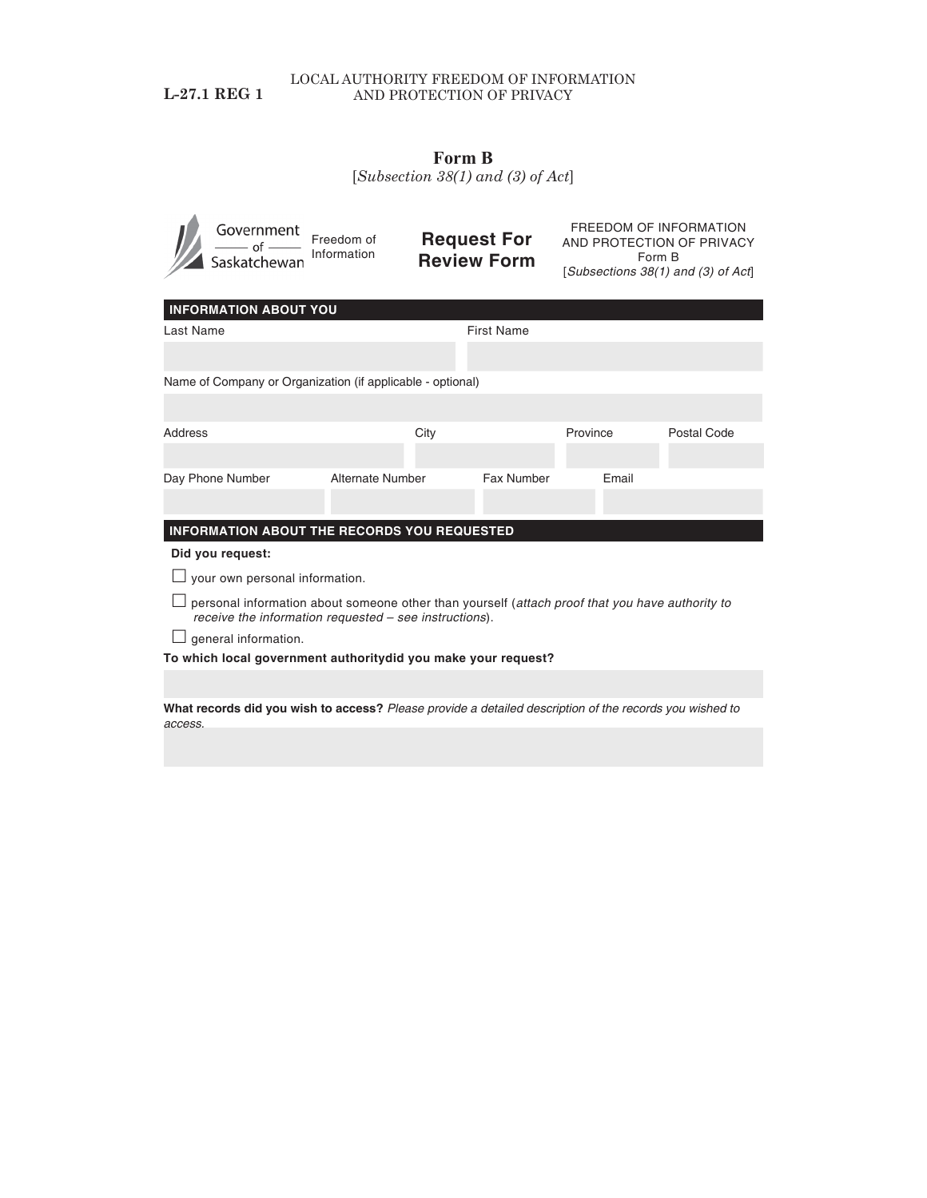# Form B

[*Subsection 38(1) and (3) of Act*]

Government of Saskatchewan | Freedom of Information

## Request For Review Form

FREEDOM OF INFORMATION AND PROTECTION OF PRIVACY
Form B
[*Subsections 38(1) and (3) of Act*]

### INFORMATION ABOUT YOU

| Last Name | First Name |
| --- | --- |
| | |

Name of Company or Organization (if applicable - optional)

| Address | City | Province | Postal Code |
| --- | --- | --- | --- |
| | | | |

| Day Phone Number | Alternate Number | Fax Number | Email |
| --- | --- | --- | --- |
| | | | |

### INFORMATION ABOUT THE RECORDS YOU REQUESTED

**Did you request:**

- ☐ your own personal information.
- ☐ personal information about someone other than yourself (*attach proof that you have authority to receive the information requested – see instructions*).
- ☐ general information.

**To which local government authoritydid you make your request?**

**What records did you wish to access?** *Please provide a detailed description of the records you wished to access.*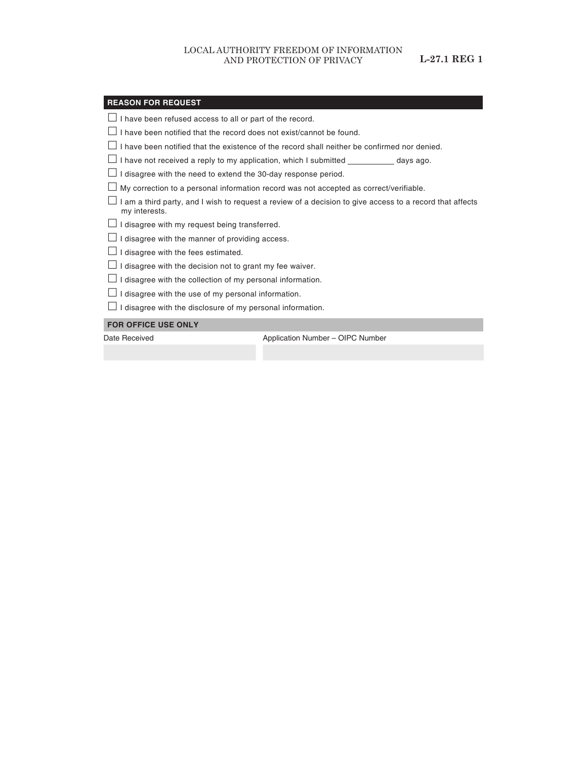## REASON FOR REQUEST

- ☐ I have been refused access to all or part of the record.
- ☐ I have been notified that the record does not exist/cannot be found.
- ☐ I have been notified that the existence of the record shall neither be confirmed nor denied.
- ☐ I have not received a reply to my application, which I submitted __________ days ago.
- ☐ I disagree with the need to extend the 30-day response period.
- ☐ My correction to a personal information record was not accepted as correct/verifiable.
- ☐ I am a third party, and I wish to request a review of a decision to give access to a record that affects my interests.
- ☐ I disagree with my request being transferred.
- ☐ I disagree with the manner of providing access.
- ☐ I disagree with the fees estimated.
- ☐ I disagree with the decision not to grant my fee waiver.
- ☐ I disagree with the collection of my personal information.
- ☐ I disagree with the use of my personal information.
- ☐ I disagree with the disclosure of my personal information.

## FOR OFFICE USE ONLY

| Date Received | Application Number – OIPC Number |
| --- | --- |
| | |